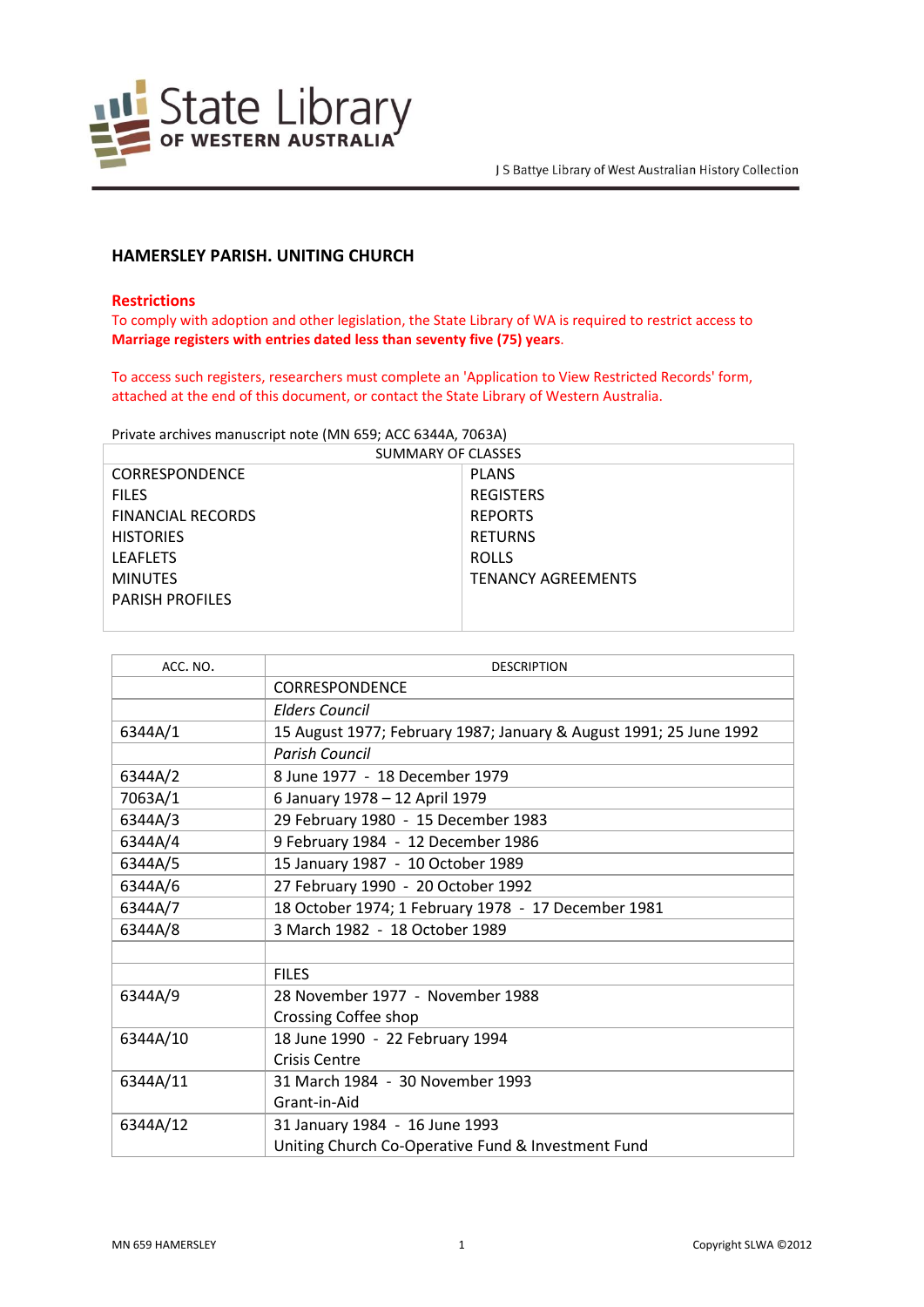State Library OF WESTERN AUSTRALIA

J S Battye Library of West Australian History Collection

## HAMERSLEY PARISH. UNITING CHURCH

**Restrictions**

To comply with adoption and other legislation, the State Library of WA is required to restrict access to **Marriage registers with entries dated less than seventy five (75) years**.

To access such registers, researchers must complete an 'Application to View Restricted Records' form, attached at the end of this document, or contact the State Library of Western Australia.

Private archives manuscript note (MN 659; ACC 6344A, 7063A)

| SUMMARY OF CLASSES | |
|---|---|
| CORRESPONDENCE | PLANS |
| FILES | REGISTERS |
| FINANCIAL RECORDS | REPORTS |
| HISTORIES | RETURNS |
| LEAFLETS | ROLLS |
| MINUTES | TENANCY AGREEMENTS |
| PARISH PROFILES | |

| ACC. NO. | DESCRIPTION |
|---|---|
| | CORRESPONDENCE |
| | *Elders Council* |
| 6344A/1 | 15 August 1977; February 1987; January & August 1991; 25 June 1992 |
| | *Parish Council* |
| 6344A/2 | 8 June 1977 - 18 December 1979 |
| 7063A/1 | 6 January 1978 – 12 April 1979 |
| 6344A/3 | 29 February 1980 - 15 December 1983 |
| 6344A/4 | 9 February 1984 - 12 December 1986 |
| 6344A/5 | 15 January 1987 - 10 October 1989 |
| 6344A/6 | 27 February 1990 - 20 October 1992 |
| 6344A/7 | 18 October 1974; 1 February 1978 - 17 December 1981 |
| 6344A/8 | 3 March 1982 - 18 October 1989 |
| | |
| | FILES |
| 6344A/9 | 28 November 1977 - November 1988<br>Crossing Coffee shop |
| 6344A/10 | 18 June 1990 - 22 February 1994<br>Crisis Centre |
| 6344A/11 | 31 March 1984 - 30 November 1993<br>Grant-in-Aid |
| 6344A/12 | 31 January 1984 - 16 June 1993<br>Uniting Church Co-Operative Fund & Investment Fund |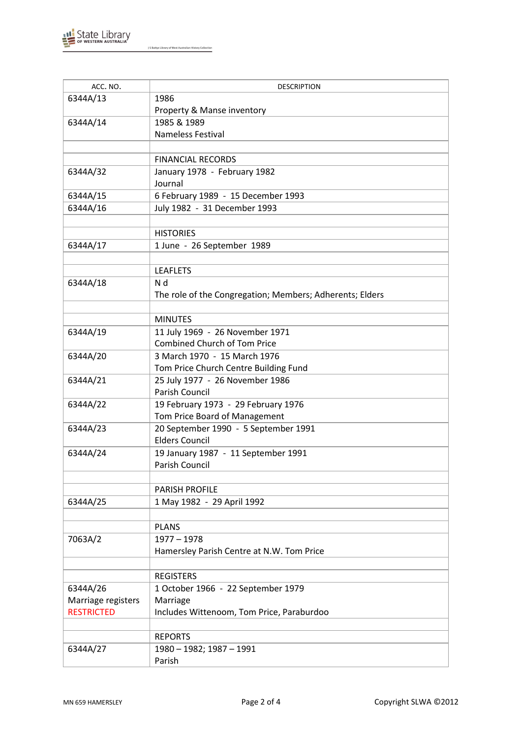| ACC. NO. | DESCRIPTION |
|---|---|
| 6344A/13 | 1986<br>Property & Manse inventory |
| 6344A/14 | 1985 & 1989<br>Nameless Festival |
| | |
| | FINANCIAL RECORDS |
| 6344A/32 | January 1978 - February 1982<br>Journal |
| 6344A/15 | 6 February 1989 - 15 December 1993 |
| 6344A/16 | July 1982 - 31 December 1993 |
| | |
| | HISTORIES |
| 6344A/17 | 1 June - 26 September 1989 |
| | |
| | LEAFLETS |
| 6344A/18 | N d<br>The role of the Congregation; Members; Adherents; Elders |
| | |
| | MINUTES |
| 6344A/19 | 11 July 1969 - 26 November 1971<br>Combined Church of Tom Price |
| 6344A/20 | 3 March 1970 - 15 March 1976<br>Tom Price Church Centre Building Fund |
| 6344A/21 | 25 July 1977 - 26 November 1986<br>Parish Council |
| 6344A/22 | 19 February 1973 - 29 February 1976<br>Tom Price Board of Management |
| 6344A/23 | 20 September 1990 - 5 September 1991<br>Elders Council |
| 6344A/24 | 19 January 1987 - 11 September 1991<br>Parish Council |
| | |
| | PARISH PROFILE |
| 6344A/25 | 1 May 1982 - 29 April 1992 |
| | |
| | PLANS |
| 7063A/2 | 1977 – 1978<br>Hamersley Parish Centre at N.W. Tom Price |
| | |
| | REGISTERS |
| 6344A/26<br>Marriage registers<br>RESTRICTED | 1 October 1966 - 22 September 1979<br>Marriage<br>Includes Wittenoom, Tom Price, Paraburdoo |
| | |
| | REPORTS |
| 6344A/27 | 1980 – 1982; 1987 – 1991<br>Parish |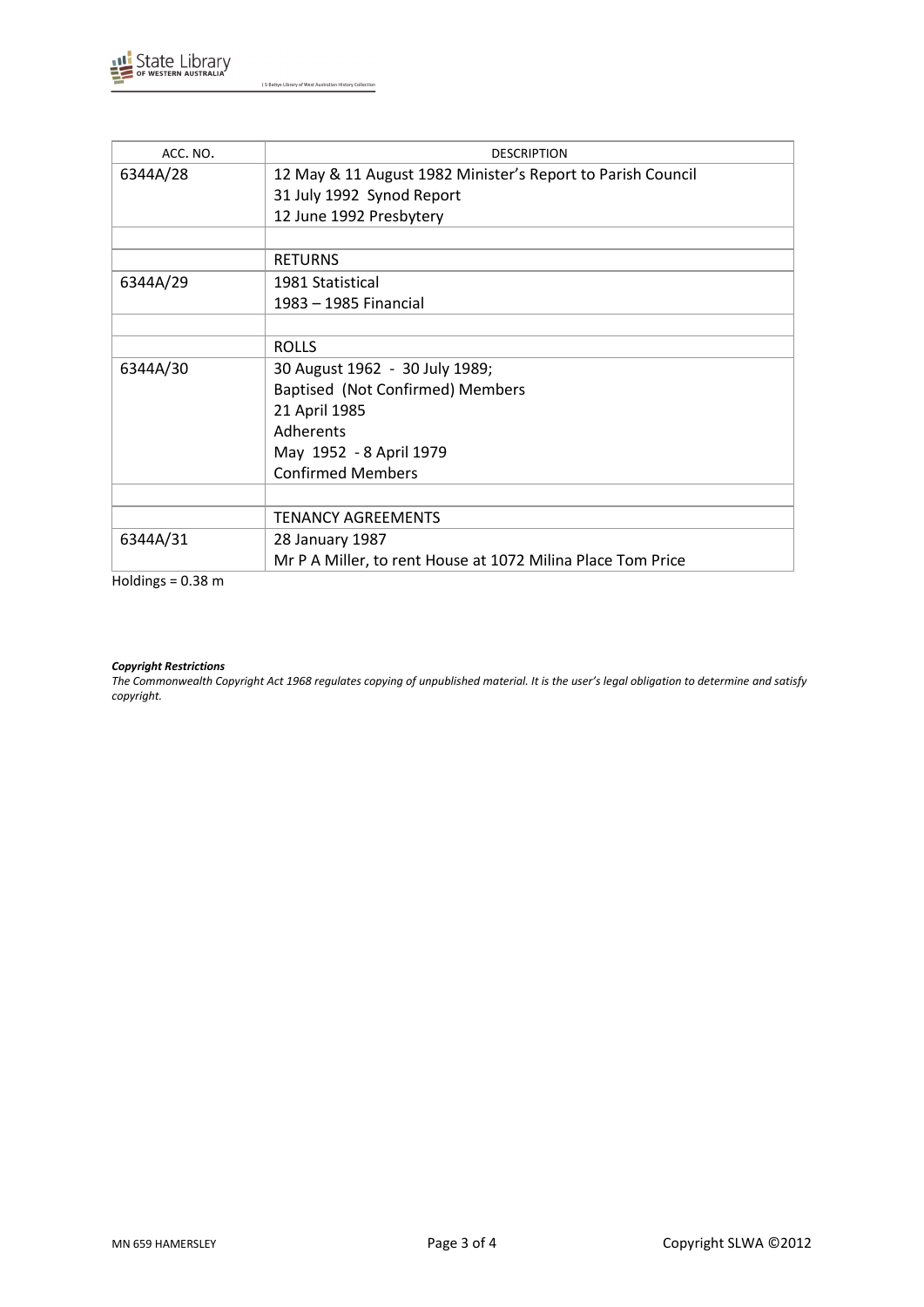| ACC. NO. | DESCRIPTION |
|---|---|
| 6344A/28 | 12 May & 11 August 1982 Minister's Report to Parish Council<br>31 July 1992 Synod Report<br>12 June 1992 Presbytery |
| | |
| | RETURNS |
| 6344A/29 | 1981 Statistical<br>1983 – 1985 Financial |
| | |
| | ROLLS |
| 6344A/30 | 30 August 1962 - 30 July 1989;<br>Baptised (Not Confirmed) Members<br>21 April 1985<br>Adherents<br>May 1952 - 8 April 1979<br>Confirmed Members |
| | |
| | TENANCY AGREEMENTS |
| 6344A/31 | 28 January 1987<br>Mr P A Miller, to rent House at 1072 Milina Place Tom Price |

Holdings = 0.38 m

***Copyright Restrictions***

*The Commonwealth Copyright Act 1968 regulates copying of unpublished material. It is the user's legal obligation to determine and satisfy copyright.*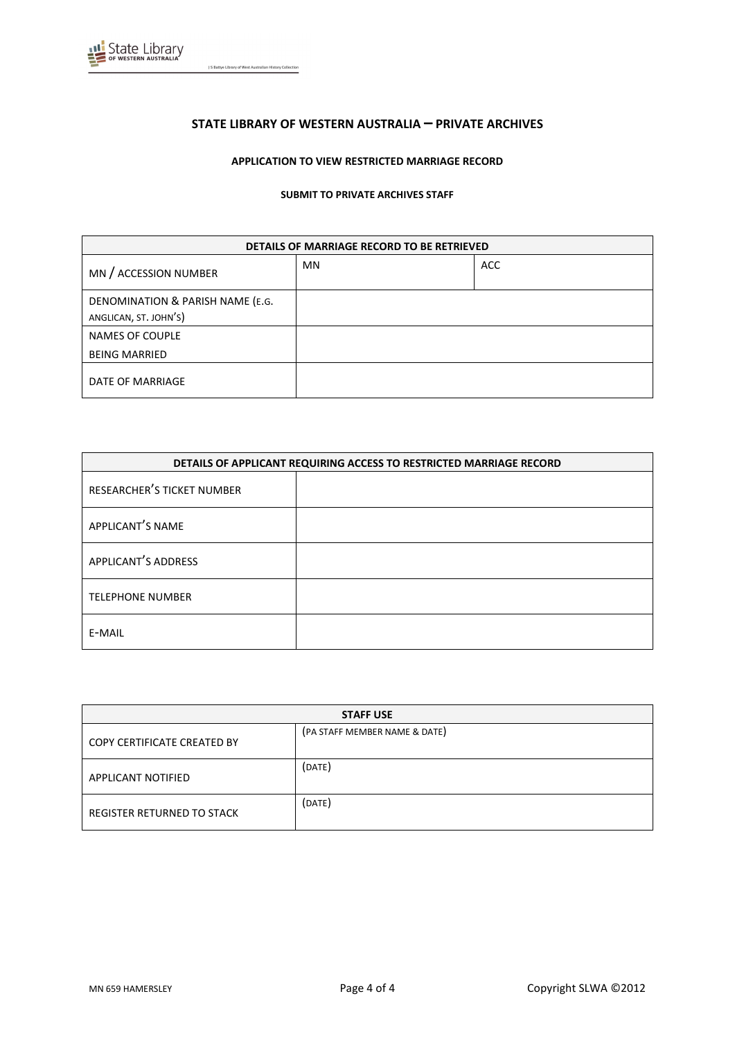## STATE LIBRARY OF WESTERN AUSTRALIA – PRIVATE ARCHIVES

**APPLICATION TO VIEW RESTRICTED MARRIAGE RECORD**

**SUBMIT TO PRIVATE ARCHIVES STAFF**

| DETAILS OF MARRIAGE RECORD TO BE RETRIEVED | | |
|---|---|---|
| MN / ACCESSION NUMBER | MN | ACC |
| DENOMINATION & PARISH NAME (E.G. ANGLICAN, ST. JOHN'S) | | |
| NAMES OF COUPLE BEING MARRIED | | |
| DATE OF MARRIAGE | | |

| DETAILS OF APPLICANT REQUIRING ACCESS TO RESTRICTED MARRIAGE RECORD | |
|---|---|
| RESEARCHER'S TICKET NUMBER | |
| APPLICANT'S NAME | |
| APPLICANT'S ADDRESS | |
| TELEPHONE NUMBER | |
| E-MAIL | |

| STAFF USE | |
|---|---|
| COPY CERTIFICATE CREATED BY | (PA STAFF MEMBER NAME & DATE) |
| APPLICANT NOTIFIED | (DATE) |
| REGISTER RETURNED TO STACK | (DATE) |